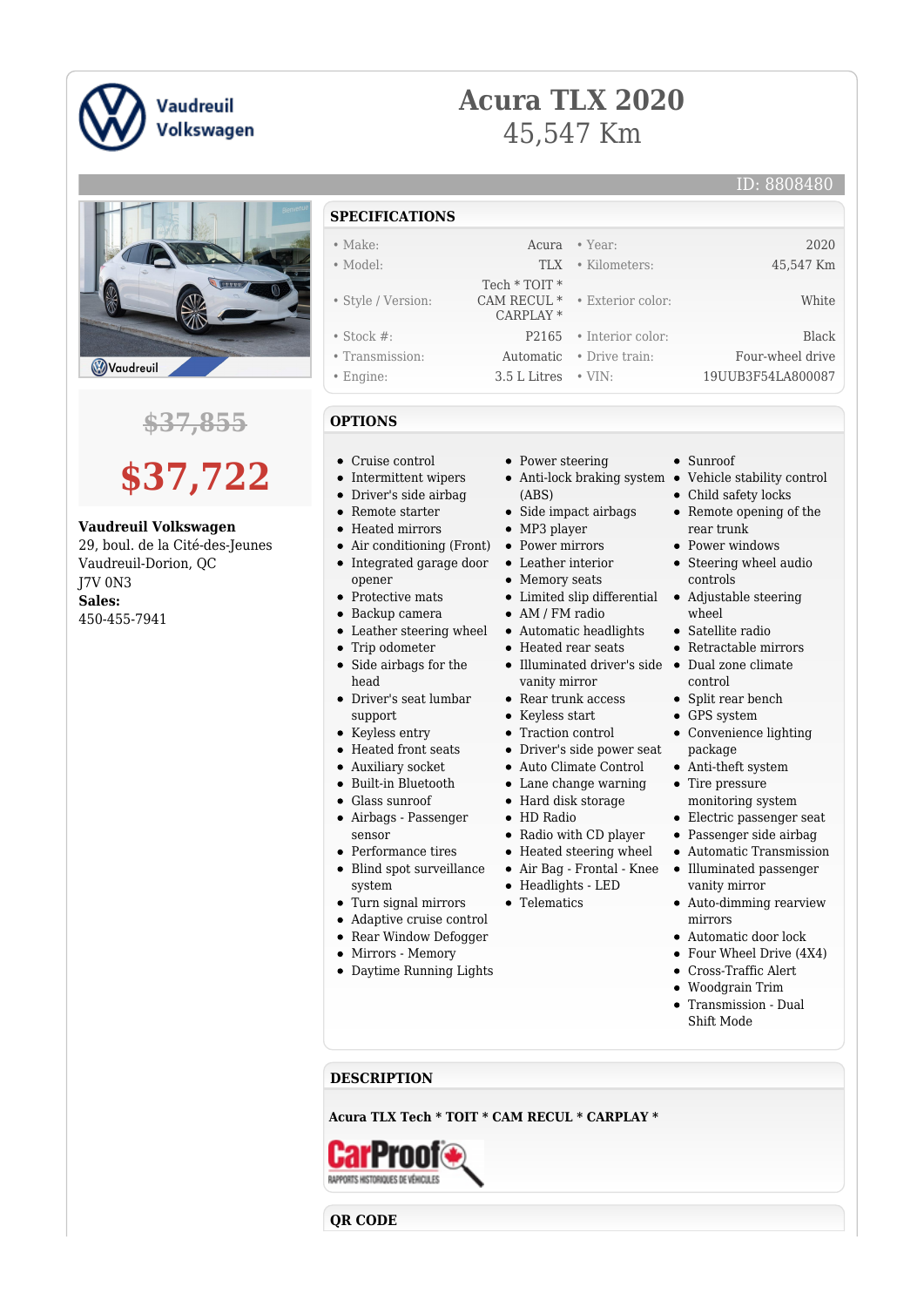Vaudreuil Volkswagen

# Acura TLX 2020

45,547 Km

ID: 8808480

~~$37,855~~

**$37,722**

**Vaudreuil Volkswagen**
29, boul. de la Cité-des-Jeunes
Vaudreuil-Dorion, QC
J7V 0N3
**Sales:**
450-455-7941

## SPECIFICATIONS

| | | | |
|---|---|---|---|
| • Make: | Acura | • Year: | 2020 |
| • Model: | TLX | • Kilometers: | 45,547 Km |
| • Style / Version: | Tech * TOIT * CAM RECUL * CARPLAY * | • Exterior color: | White |
| • Stock #: | P2165 | • Interior color: | Black |
| • Transmission: | Automatic | • Drive train: | Four-wheel drive |
| • Engine: | 3.5 L Litres | • VIN: | 19UUB3F54LA800087 |

## OPTIONS

- Cruise control
- Intermittent wipers
- Driver's side airbag
- Remote starter
- Heated mirrors
- Air conditioning (Front)
- Integrated garage door opener
- Protective mats
- Backup camera
- Leather steering wheel
- Trip odometer
- Side airbags for the head
- Driver's seat lumbar support
- Keyless entry
- Heated front seats
- Auxiliary socket
- Built-in Bluetooth
- Glass sunroof
- Airbags - Passenger sensor
- Performance tires
- Blind spot surveillance system
- Turn signal mirrors
- Adaptive cruise control
- Rear Window Defogger
- Mirrors - Memory
- Daytime Running Lights
- Power steering
- Anti-lock braking system (ABS)
- Side impact airbags
- MP3 player
- Power mirrors
- Leather interior
- Memory seats
- Limited slip differential
- AM / FM radio
- Automatic headlights
- Heated rear seats
- Illuminated driver's side vanity mirror
- Rear trunk access
- Keyless start
- Traction control
- Driver's side power seat
- Auto Climate Control
- Lane change warning
- Hard disk storage
- HD Radio
- Radio with CD player
- Heated steering wheel
- Air Bag - Frontal - Knee
- Headlights - LED
- Telematics
- Sunroof
- Vehicle stability control
- Child safety locks
- Remote opening of the rear trunk
- Power windows
- Steering wheel audio controls
- Adjustable steering wheel
- Satellite radio
- Retractable mirrors
- Dual zone climate control
- Split rear bench
- GPS system
- Convenience lighting package
- Anti-theft system
- Tire pressure monitoring system
- Electric passenger seat
- Passenger side airbag
- Automatic Transmission
- Illuminated passenger vanity mirror
- Auto-dimming rearview mirrors
- Automatic door lock
- Four Wheel Drive (4X4)
- Cross-Traffic Alert
- Woodgrain Trim
- Transmission - Dual Shift Mode

## DESCRIPTION

**Acura TLX Tech * TOIT * CAM RECUL * CARPLAY ***

CarProof
RAPPORTS HISTORIQUES DE VÉHICULES

## QR CODE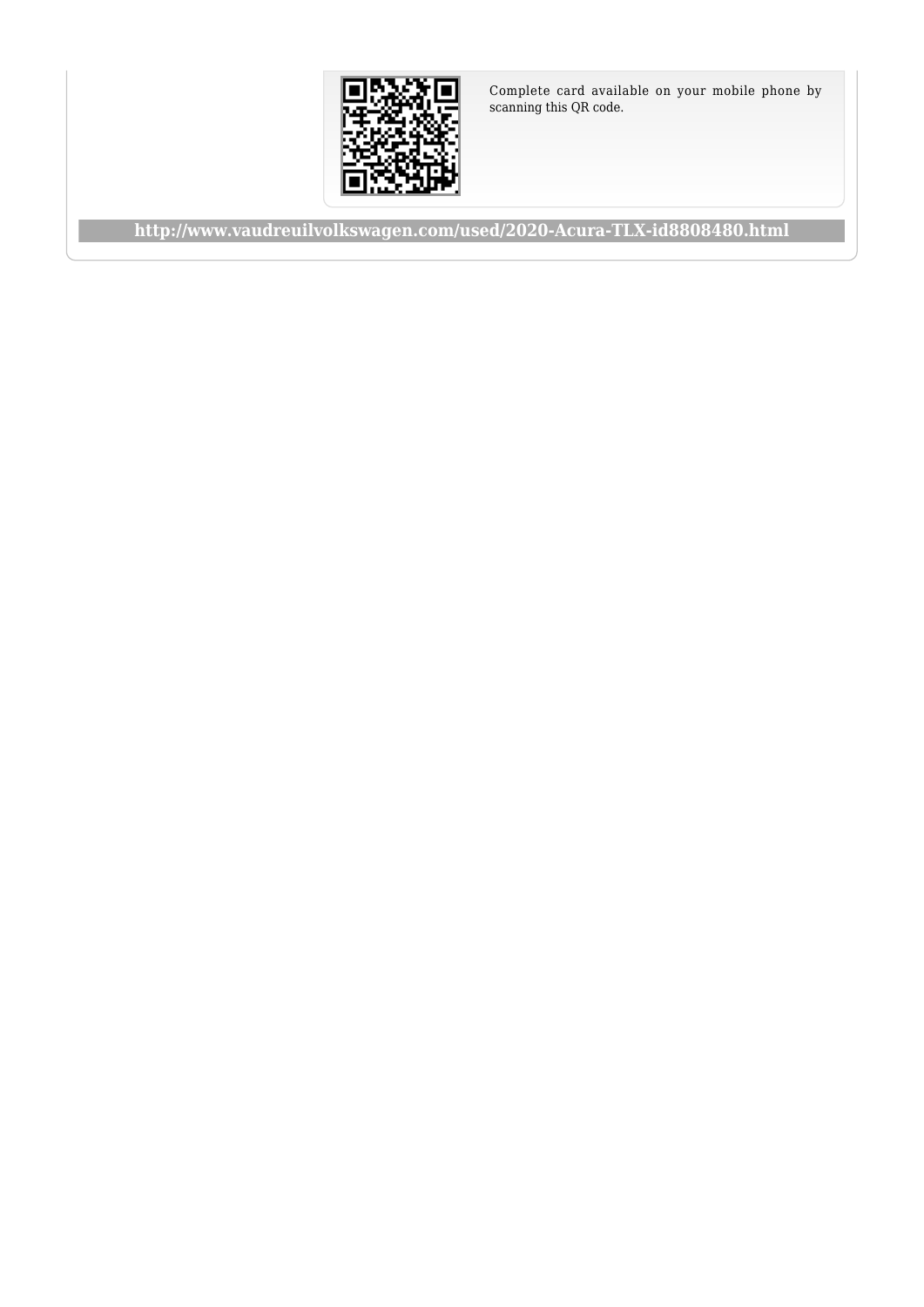Complete card available on your mobile phone by scanning this QR code.

**http://www.vaudreuilvolkswagen.com/used/2020-Acura-TLX-id8808480.html**